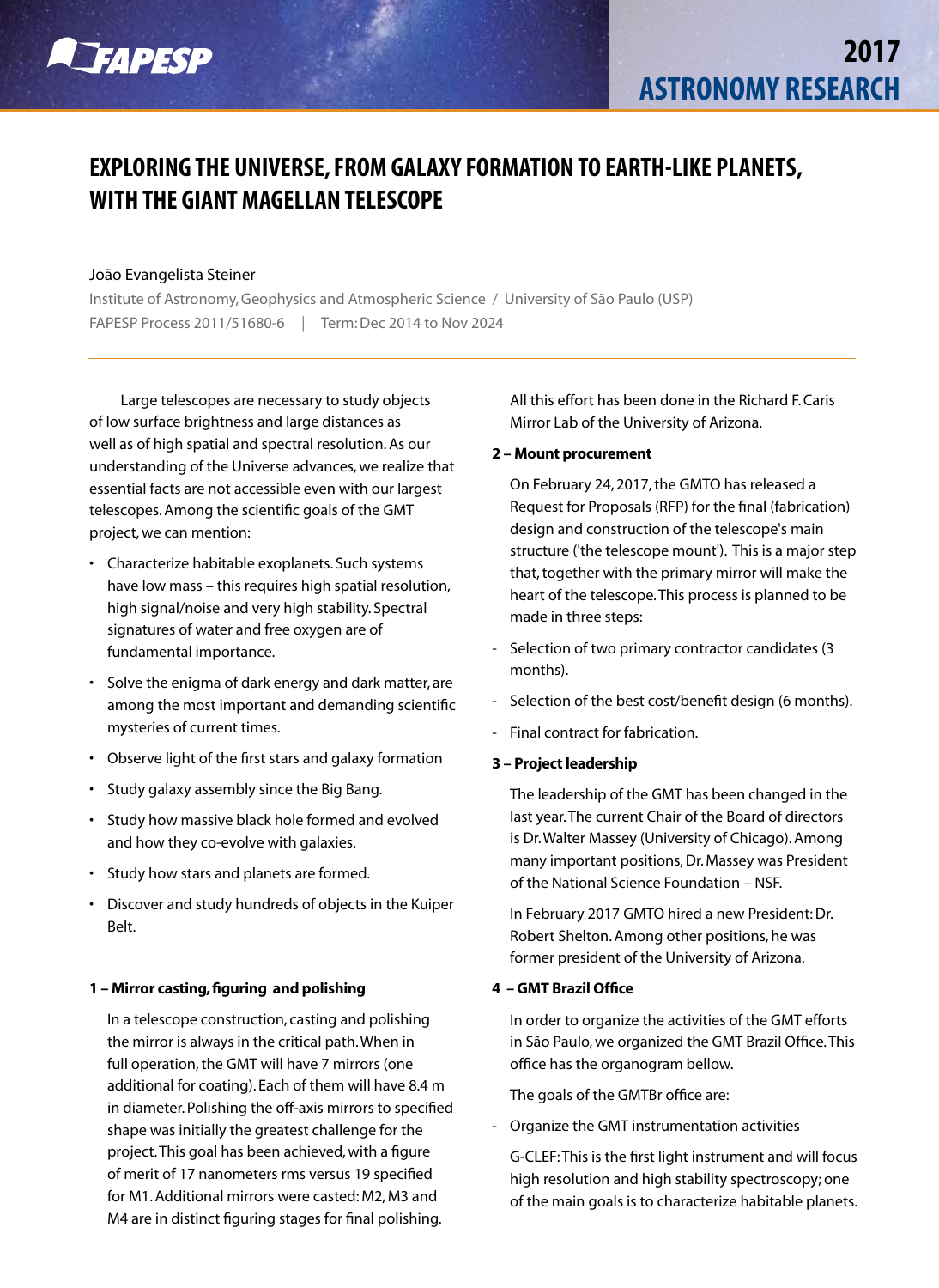# EXPLORING THE UNIVERSE, FROM GALAXY FORMATION TO EARTH-LIKE PLANETS, WITH THE GIANT MAGELLAN TELESCOPE

João Evangelista Steiner

Institute of Astronomy, Geophysics and Atmospheric Science / University of São Paulo (USP)

FAPESP Process 2011/51680-6 | Term: Dec 2014 to Nov 2024

Large telescopes are necessary to study objects of low surface brightness and large distances as well as of high spatial and spectral resolution. As our understanding of the Universe advances, we realize that essential facts are not accessible even with our largest telescopes. Among the scientific goals of the GMT project, we can mention:

- Characterize habitable exoplanets. Such systems have low mass – this requires high spatial resolution, high signal/noise and very high stability. Spectral signatures of water and free oxygen are of fundamental importance.
- Solve the enigma of dark energy and dark matter, are among the most important and demanding scientific mysteries of current times.
- Observe light of the first stars and galaxy formation
- Study galaxy assembly since the Big Bang.
- Study how massive black hole formed and evolved and how they co-evolve with galaxies.
- Study how stars and planets are formed.
- Discover and study hundreds of objects in the Kuiper Belt.

**1 – Mirror casting, figuring and polishing**

In a telescope construction, casting and polishing the mirror is always in the critical path. When in full operation, the GMT will have 7 mirrors (one additional for coating). Each of them will have 8.4 m in diameter. Polishing the off-axis mirrors to specified shape was initially the greatest challenge for the project. This goal has been achieved, with a figure of merit of 17 nanometers rms versus 19 specified for M1. Additional mirrors were casted: M2, M3 and M4 are in distinct figuring stages for final polishing.

All this effort has been done in the Richard F. Caris Mirror Lab of the University of Arizona.

**2 – Mount procurement**

On February 24, 2017, the GMTO has released a Request for Proposals (RFP) for the final (fabrication) design and construction of the telescope's main structure ('the telescope mount'). This is a major step that, together with the primary mirror will make the heart of the telescope. This process is planned to be made in three steps:

- Selection of two primary contractor candidates (3 months).
- Selection of the best cost/benefit design (6 months).
- Final contract for fabrication.

**3 – Project leadership**

The leadership of the GMT has been changed in the last year. The current Chair of the Board of directors is Dr. Walter Massey (University of Chicago). Among many important positions, Dr. Massey was President of the National Science Foundation – NSF.

In February 2017 GMTO hired a new President: Dr. Robert Shelton. Among other positions, he was former president of the University of Arizona.

**4 – GMT Brazil Office**

In order to organize the activities of the GMT efforts in São Paulo, we organized the GMT Brazil Office. This office has the organogram bellow.

The goals of the GMTBr office are:

- Organize the GMT instrumentation activities

G-CLEF: This is the first light instrument and will focus high resolution and high stability spectroscopy; one of the main goals is to characterize habitable planets.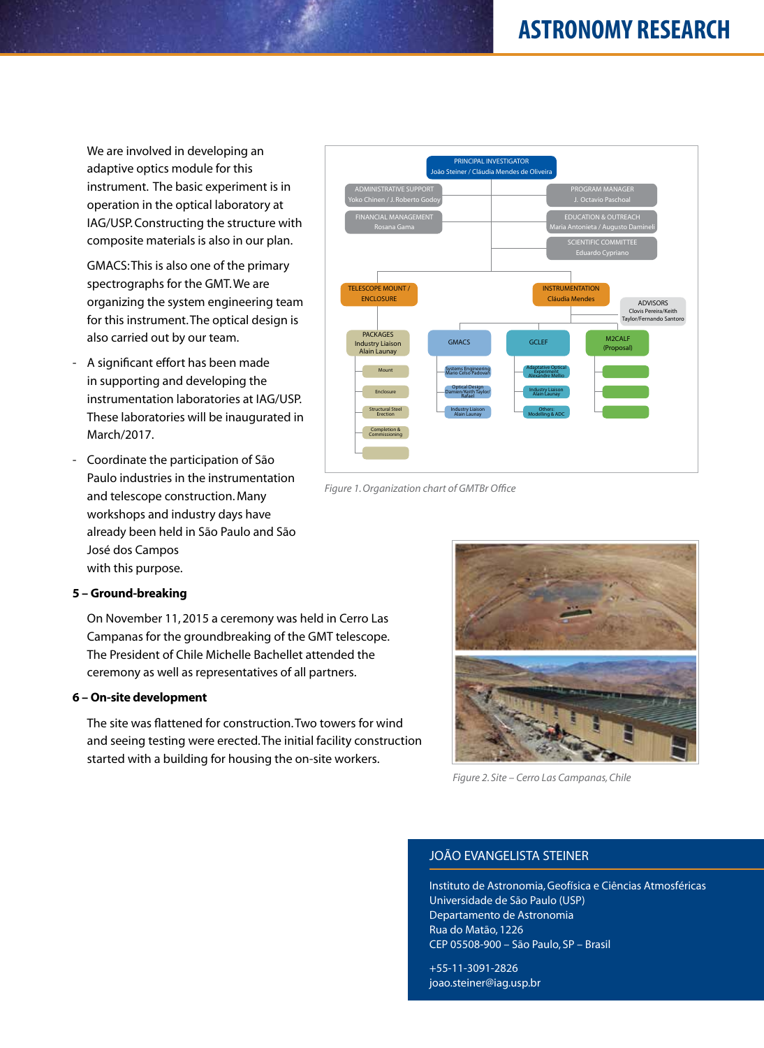We are involved in developing an adaptive optics module for this instrument. The basic experiment is in operation in the optical laboratory at IAG/USP. Constructing the structure with composite materials is also in our plan.

GMACS: This is also one of the primary spectrographs for the GMT. We are organizing the system engineering team for this instrument. The optical design is also carried out by our team.

- A significant effort has been made in supporting and developing the instrumentation laboratories at IAG/USP. These laboratories will be inaugurated in March/2017.
- Coordinate the participation of São Paulo industries in the instrumentation and telescope construction. Many workshops and industry days have already been held in São Paulo and São José dos Campos with this purpose.

PRINCIPAL INVESTIGATOR
João Steiner / Cláudia Mendes de Oliveira

ADMINISTRATIVE SUPPORT
Yoko Chinen / J. Roberto Godoy

FINANCIAL MANAGEMENT
Rosana Gama

PROGRAM MANAGER
J. Octavio Paschoal

EDUCATION & OUTREACH
Maria Antonieta / Augusto Damineli

SCIENTIFIC COMMITTEE
Eduardo Cypriano

TELESCOPE MOUNT / ENCLOSURE

INSTRUMENTATION
Cláudia Mendes

ADVISORS
Clovis Pereira/Keith Taylor/Fernando Santoro

PACKAGES
Industry Liaison
Alain Launay

Mount

Enclosure

Structural Steel Erection

Completion & Commissioning

GMACS

Systems Engineering
Mario Celso Padovani

Optical Design
Damien/Keith Taylor/Rafael

Industry Liaison
Alain Launay

GCLEF

Adaptative Optical Experiment
Alexandre Mello

Industry Liaison
Alain Launay

Others:
Modelling & ADC

M2CALF
(Proposal)

*Figure 1. Organization chart of GMTBr Office*

## 5 – Ground-breaking

On November 11, 2015 a ceremony was held in Cerro Las Campanas for the groundbreaking of the GMT telescope. The President of Chile Michelle Bachellet attended the ceremony as well as representatives of all partners.

## 6 – On-site development

The site was flattened for construction. Two towers for wind and seeing testing were erected. The initial facility construction started with a building for housing the on-site workers.

*Figure 2. Site – Cerro Las Campanas, Chile*

**JOÃO EVANGELISTA STEINER**

Instituto de Astronomia, Geofísica e Ciências Atmosféricas
Universidade de São Paulo (USP)
Departamento de Astronomia
Rua do Matão, 1226
CEP 05508-900 – São Paulo, SP – Brasil

+55-11-3091-2826
joao.steiner@iag.usp.br